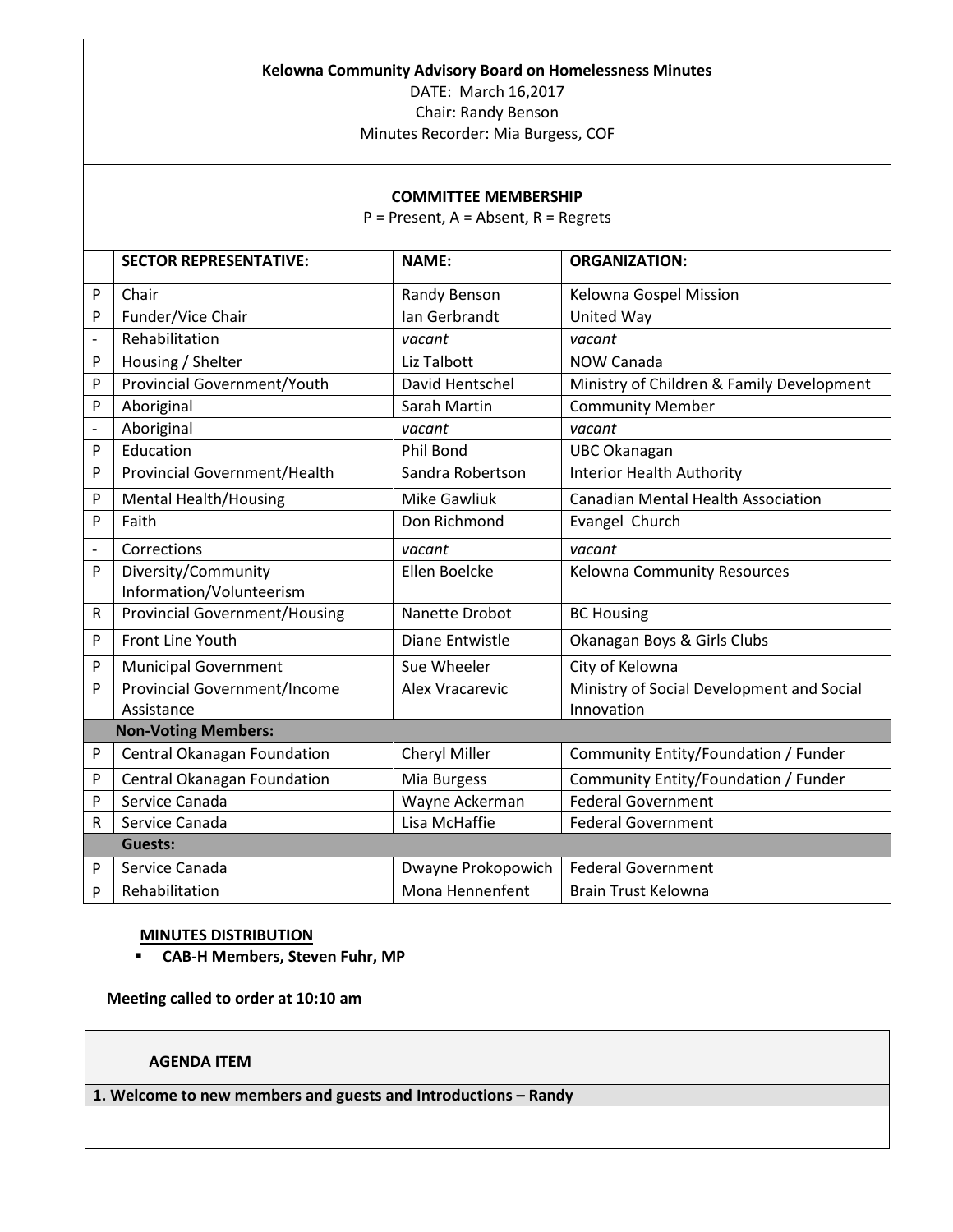**Kelowna Community Advisory Board on Homelessness Minutes**

DATE: March 16,2017

Chair: Randy Benson

Minutes Recorder: Mia Burgess, COF

**COMMITTEE MEMBERSHIP**

P = Present, A = Absent, R = Regrets

| | **SECTOR REPRESENTATIVE:** | **NAME:** | **ORGANIZATION:** |
|---|---|---|---|
| P | Chair | Randy Benson | Kelowna Gospel Mission |
| P | Funder/Vice Chair | Ian Gerbrandt | United Way |
| - | Rehabilitation | *vacant* | *vacant* |
| P | Housing / Shelter | Liz Talbott | NOW Canada |
| P | Provincial Government/Youth | David Hentschel | Ministry of Children & Family Development |
| P | Aboriginal | Sarah Martin | Community Member |
| - | Aboriginal | *vacant* | *vacant* |
| P | Education | Phil Bond | UBC Okanagan |
| P | Provincial Government/Health | Sandra Robertson | Interior Health Authority |
| P | Mental Health/Housing | Mike Gawliuk | Canadian Mental Health Association |
| P | Faith | Don Richmond | Evangel Church |
| - | Corrections | *vacant* | *vacant* |
| P | Diversity/Community Information/Volunteerism | Ellen Boelcke | Kelowna Community Resources |
| R | Provincial Government/Housing | Nanette Drobot | BC Housing |
| P | Front Line Youth | Diane Entwistle | Okanagan Boys & Girls Clubs |
| P | Municipal Government | Sue Wheeler | City of Kelowna |
| P | Provincial Government/Income Assistance | Alex Vracarevic | Ministry of Social Development and Social Innovation |
| | **Non-Voting Members:** | | |
| P | Central Okanagan Foundation | Cheryl Miller | Community Entity/Foundation / Funder |
| P | Central Okanagan Foundation | Mia Burgess | Community Entity/Foundation / Funder |
| P | Service Canada | Wayne Ackerman | Federal Government |
| R | Service Canada | Lisa McHaffie | Federal Government |
| | **Guests:** | | |
| P | Service Canada | Dwayne Prokopowich | Federal Government |
| P | Rehabilitation | Mona Hennenfent | Brain Trust Kelowna |

**MINUTES DISTRIBUTION**

- **CAB-H Members, Steven Fuhr, MP**

**Meeting called to order at 10:10 am**

| **AGENDA ITEM** |
|---|
| **1. Welcome to new members and guests and Introductions – Randy** |
| |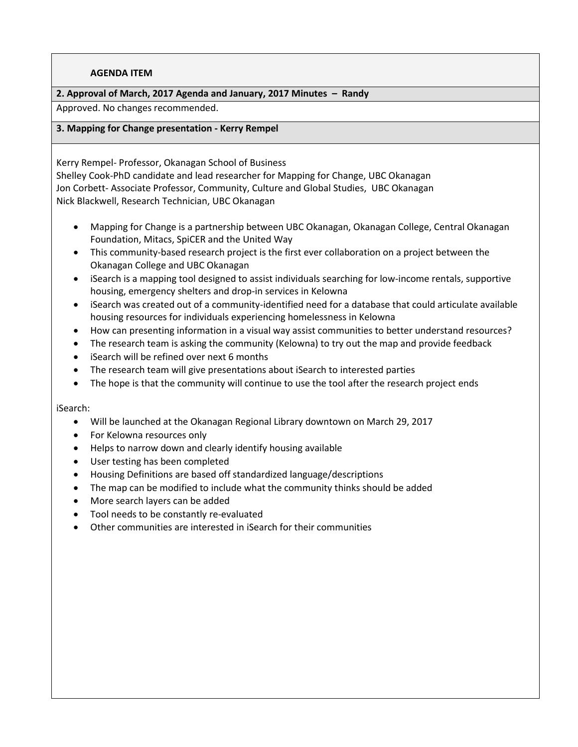**AGENDA ITEM**

**2. Approval of March, 2017 Agenda and January, 2017 Minutes – Randy**

Approved. No changes recommended.

**3. Mapping for Change presentation - Kerry Rempel**

Kerry Rempel- Professor, Okanagan School of Business
Shelley Cook-PhD candidate and lead researcher for Mapping for Change, UBC Okanagan
Jon Corbett- Associate Professor, Community, Culture and Global Studies, UBC Okanagan
Nick Blackwell, Research Technician, UBC Okanagan

- Mapping for Change is a partnership between UBC Okanagan, Okanagan College, Central Okanagan Foundation, Mitacs, SpiCER and the United Way
- This community-based research project is the first ever collaboration on a project between the Okanagan College and UBC Okanagan
- iSearch is a mapping tool designed to assist individuals searching for low-income rentals, supportive housing, emergency shelters and drop-in services in Kelowna
- iSearch was created out of a community-identified need for a database that could articulate available housing resources for individuals experiencing homelessness in Kelowna
- How can presenting information in a visual way assist communities to better understand resources?
- The research team is asking the community (Kelowna) to try out the map and provide feedback
- iSearch will be refined over next 6 months
- The research team will give presentations about iSearch to interested parties
- The hope is that the community will continue to use the tool after the research project ends

iSearch:

- Will be launched at the Okanagan Regional Library downtown on March 29, 2017
- For Kelowna resources only
- Helps to narrow down and clearly identify housing available
- User testing has been completed
- Housing Definitions are based off standardized language/descriptions
- The map can be modified to include what the community thinks should be added
- More search layers can be added
- Tool needs to be constantly re-evaluated
- Other communities are interested in iSearch for their communities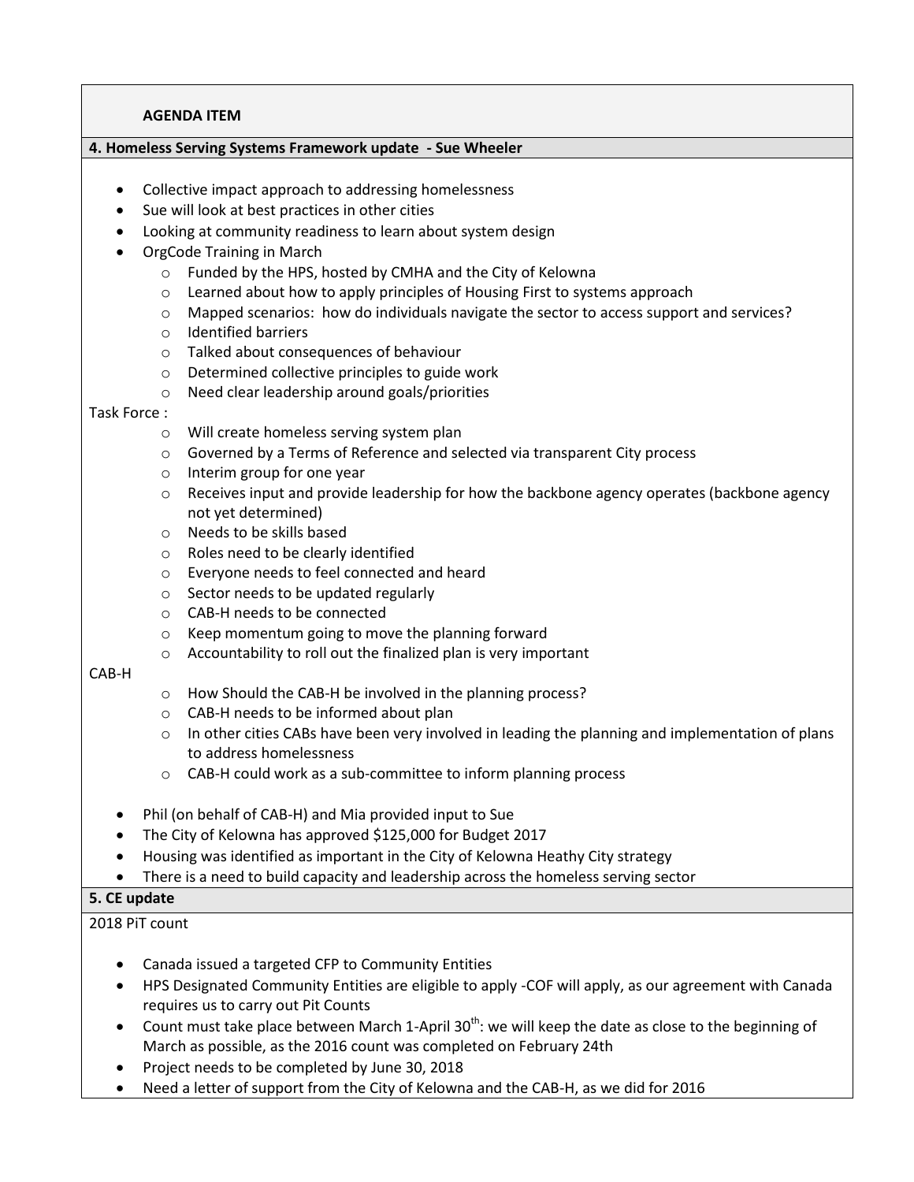**AGENDA ITEM**

**4. Homeless Serving Systems Framework update - Sue Wheeler**

- Collective impact approach to addressing homelessness
- Sue will look at best practices in other cities
- Looking at community readiness to learn about system design
- OrgCode Training in March
  - Funded by the HPS, hosted by CMHA and the City of Kelowna
  - Learned about how to apply principles of Housing First to systems approach
  - Mapped scenarios: how do individuals navigate the sector to access support and services?
  - Identified barriers
  - Talked about consequences of behaviour
  - Determined collective principles to guide work
  - Need clear leadership around goals/priorities

Task Force :

- Will create homeless serving system plan
- Governed by a Terms of Reference and selected via transparent City process
- Interim group for one year
- Receives input and provide leadership for how the backbone agency operates (backbone agency not yet determined)
- Needs to be skills based
- Roles need to be clearly identified
- Everyone needs to feel connected and heard
- Sector needs to be updated regularly
- CAB-H needs to be connected
- Keep momentum going to move the planning forward
- Accountability to roll out the finalized plan is very important

CAB-H

- How Should the CAB-H be involved in the planning process?
- CAB-H needs to be informed about plan
- In other cities CABs have been very involved in leading the planning and implementation of plans to address homelessness
- CAB-H could work as a sub-committee to inform planning process

- Phil (on behalf of CAB-H) and Mia provided input to Sue
- The City of Kelowna has approved $125,000 for Budget 2017
- Housing was identified as important in the City of Kelowna Heathy City strategy
- There is a need to build capacity and leadership across the homeless serving sector

**5. CE update**

2018 PiT count

- Canada issued a targeted CFP to Community Entities
- HPS Designated Community Entities are eligible to apply -COF will apply, as our agreement with Canada requires us to carry out Pit Counts
- Count must take place between March 1-April 30th: we will keep the date as close to the beginning of March as possible, as the 2016 count was completed on February 24th
- Project needs to be completed by June 30, 2018
- Need a letter of support from the City of Kelowna and the CAB-H, as we did for 2016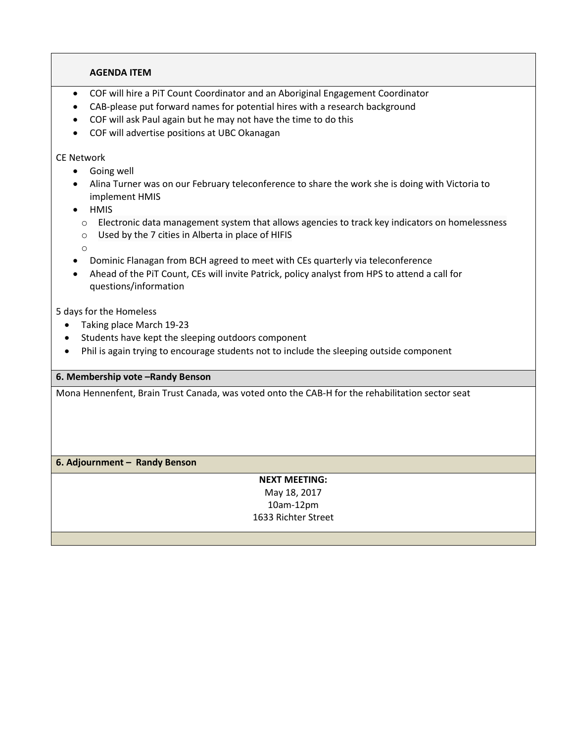**AGENDA ITEM**

- COF will hire a PiT Count Coordinator and an Aboriginal Engagement Coordinator
- CAB-please put forward names for potential hires with a research background
- COF will ask Paul again but he may not have the time to do this
- COF will advertise positions at UBC Okanagan

CE Network

- Going well
- Alina Turner was on our February teleconference to share the work she is doing with Victoria to implement HMIS
- HMIS
  - Electronic data management system that allows agencies to track key indicators on homelessness
  - Used by the 7 cities in Alberta in place of HIFIS
  - 
- Dominic Flanagan from BCH agreed to meet with CEs quarterly via teleconference
- Ahead of the PiT Count, CEs will invite Patrick, policy analyst from HPS to attend a call for questions/information

5 days for the Homeless

- Taking place March 19-23
- Students have kept the sleeping outdoors component
- Phil is again trying to encourage students not to include the sleeping outside component

**6. Membership vote –Randy Benson**

Mona Hennenfent, Brain Trust Canada, was voted onto the CAB-H for the rehabilitation sector seat

**6. Adjournment – Randy Benson**

**NEXT MEETING:**
May 18, 2017
10am-12pm
1633 Richter Street